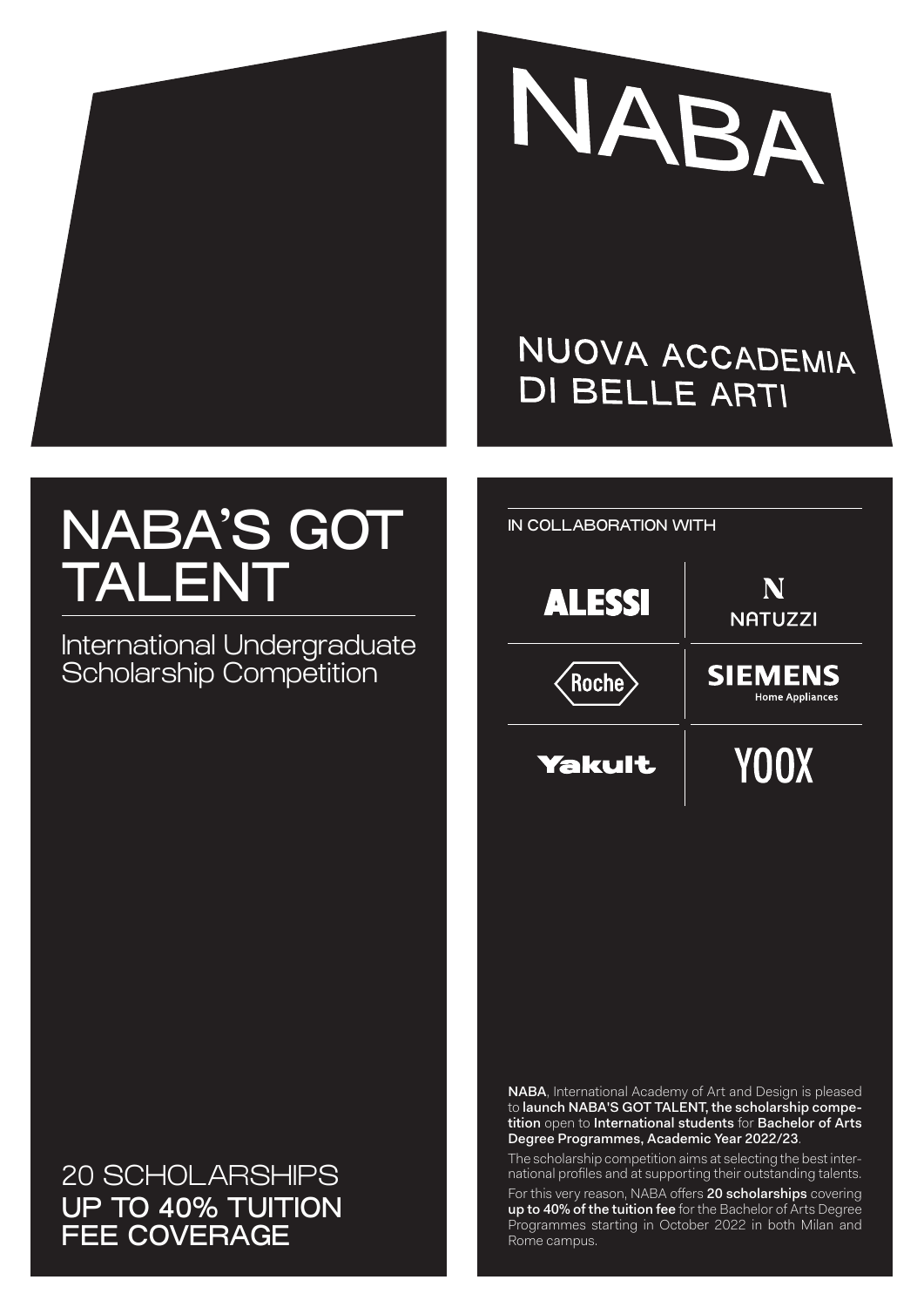# NABA

NUOVA ACCADEMIA DI BELLE ARTI

# NABA'S GOT TALENT

## International Undergraduate Scholarship Competition

IN COLLABORATION WITH

ALESSI

NATUZZI

Roche

SIEMENS Home Appliances

Yakult

YOOX

**20 SCHOLARSHIPS**
**UP TO 40% TUITION FEE COVERAGE**

**NABA**, International Academy of Art and Design is pleased to **launch NABA'S GOT TALENT, the scholarship competition** open to **International students** for **Bachelor of Arts Degree Programmes, Academic Year 2022/23**.

The scholarship competition aims at selecting the best international profiles and at supporting their outstanding talents.

For this very reason, NABA offers **20 scholarships** covering **up to 40% of the tuition fee** for the Bachelor of Arts Degree Programmes starting in October 2022 in both Milan and Rome campus.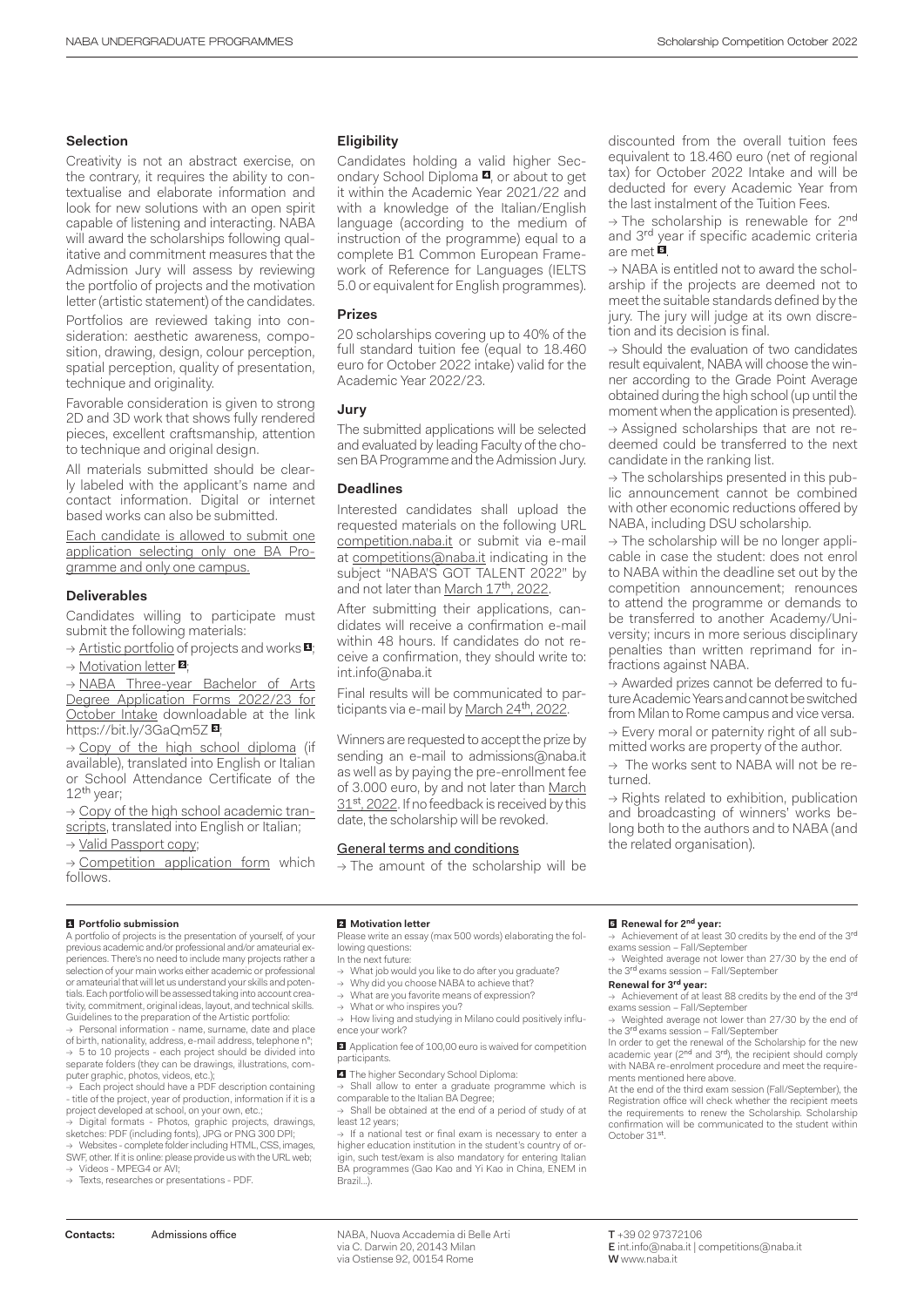### Selection

Creativity is not an abstract exercise, on the contrary, it requires the ability to contextualise and elaborate information and look for new solutions with an open spirit capable of listening and interacting. NABA will award the scholarships following qualitative and commitment measures that the Admission Jury will assess by reviewing the portfolio of projects and the motivation letter (artistic statement) of the candidates.

Portfolios are reviewed taking into consideration: aesthetic awareness, composition, drawing, design, colour perception, spatial perception, quality of presentation, technique and originality.

Favorable consideration is given to strong 2D and 3D work that shows fully rendered pieces, excellent craftsmanship, attention to technique and original design.

All materials submitted should be clearly labeled with the applicant's name and contact information. Digital or internet based works can also be submitted.

Each candidate is allowed to submit one application selecting only one BA Programme and only one campus.

### Deliverables

Candidates willing to participate must submit the following materials:

→ Artistic portfolio of projects and works [1];

→ Motivation letter [2];

→ NABA Three-year Bachelor of Arts Degree Application Forms 2022/23 for October Intake downloadable at the link https://bit.ly/3GaQm5Z [3];

→ Copy of the high school diploma (if available), translated into English or Italian or School Attendance Certificate of the 12th year;

→ Copy of the high school academic transcripts, translated into English or Italian;

→ Valid Passport copy;

→ Competition application form which follows.

### Eligibility

Candidates holding a valid higher Secondary School Diploma [4], or about to get it within the Academic Year 2021/22 and with a knowledge of the Italian/English language (according to the medium of instruction of the programme) equal to a complete B1 Common European Framework of Reference for Languages (IELTS 5.0 or equivalent for English programmes).

### Prizes

20 scholarships covering up to 40% of the full standard tuition fee (equal to 18.460 euro for October 2022 intake) valid for the Academic Year 2022/23.

### Jury

The submitted applications will be selected and evaluated by leading Faculty of the chosen BA Programme and the Admission Jury.

### Deadlines

Interested candidates shall upload the requested materials on the following URL competition.naba.it or submit via e-mail at competitions@naba.it indicating in the subject "NABA'S GOT TALENT 2022" by and not later than March 17th, 2022.

After submitting their applications, candidates will receive a confirmation e-mail within 48 hours. If candidates do not receive a confirmation, they should write to: int.info@naba.it

Final results will be communicated to participants via e-mail by March 24th, 2022.

Winners are requested to accept the prize by sending an e-mail to admissions@naba.it as well as by paying the pre-enrollment fee of 3.000 euro, by and not later than March 31st, 2022. If no feedback is received by this date, the scholarship will be revoked.

### General terms and conditions

→ The amount of the scholarship will be discounted from the overall tuition fees equivalent to 18.460 euro (net of regional tax) for October 2022 Intake and will be deducted for every Academic Year from the last instalment of the Tuition Fees.

→ The scholarship is renewable for 2nd and 3rd year if specific academic criteria are met [5].

→ NABA is entitled not to award the scholarship if the projects are deemed not to meet the suitable standards defined by the jury. The jury will judge at its own discretion and its decision is final.

→ Should the evaluation of two candidates result equivalent, NABA will choose the winner according to the Grade Point Average obtained during the high school (up until the moment when the application is presented).

→ Assigned scholarships that are not redeemed could be transferred to the next candidate in the ranking list.

→ The scholarships presented in this public announcement cannot be combined with other economic reductions offered by NABA, including DSU scholarship.

→ The scholarship will be no longer applicable in case the student: does not enrol to NABA within the deadline set out by the competition announcement; renounces to attend the programme or demands to be transferred to another Academy/University; incurs in more serious disciplinary penalties than written reprimand for infractions against NABA.

→ Awarded prizes cannot be deferred to future Academic Years and cannot be switched from Milan to Rome campus and vice versa.

→ Every moral or paternity right of all submitted works are property of the author.

→ The works sent to NABA will not be returned.

→ Rights related to exhibition, publication and broadcasting of winners' works belong both to the authors and to NABA (and the related organisation).

---

**[1] Portfolio submission**

A portfolio of projects is the presentation of yourself, of your previous academic and/or professional and/or amateurial experiences. There's no need to include many projects rather a selection of your main works either academic or professional or amateurial that will let us understand your skills and potentials. Each portfolio will be assessed taking into account creativity, commitment, original ideas, layout, and technical skills.
Guidelines to the preparation of the Artistic portfolio:

→ Personal information - name, surname, date and place of birth, nationality, address, e-mail address, telephone n°;

→ 5 to 10 projects - each project should be divided into separate folders (they can be drawings, illustrations, computer graphic, photos, videos, etc.);

→ Each project should have a PDF description containing - title of the project, year of production, information if it is a project developed at school, on your own, etc.;

→ Digital formats - Photos, graphic projects, drawings, sketches: PDF (including fonts), JPG or PNG 300 DPI;

→ Websites - complete folder including HTML, CSS, images, SWF, other. If it is online: please provide us with the URL web;

→ Videos - MPEG4 or AVI;

→ Texts, researches or presentations - PDF.

**[2] Motivation letter**

Please write an essay (max 500 words) elaborating the following questions:
In the next future:

→ What job would you like to do after you graduate?

→ Why did you choose NABA to achieve that?

→ What are you favorite means of expression?

→ What or who inspires you?

→ How living and studying in Milano could positively influence your work?

**[3]** Application fee of 100,00 euro is waived for competition participants.

**[4]** The higher Secondary School Diploma:

→ Shall allow to enter a graduate programme which is comparable to the Italian BA Degree;

→ Shall be obtained at the end of a period of study of at least 12 years;

→ If a national test or final exam is necessary to enter a higher education institution in the student's country of origin, such test/exam is also mandatory for entering Italian BA programmes (Gao Kao and Yi Kao in China, ENEM in Brazil...).

**[5] Renewal for 2nd year:**

→ Achievement of at least 30 credits by the end of the 3rd exams session – Fall/September

→ Weighted average not lower than 27/30 by the end of the 3rd exams session – Fall/September

**Renewal for 3rd year:**

→ Achievement of at least 88 credits by the end of the 3rd exams session – Fall/September

→ Weighted average not lower than 27/30 by the end of the 3rd exams session – Fall/September

In order to get the renewal of the Scholarship for the new academic year (2nd and 3rd), the recipient should comply with NABA re-enrolment procedure and meet the requirements mentioned here above.

At the end of the third exam session (Fall/September), the Registration office will check whether the recipient meets the requirements to renew the Scholarship. Scholarship confirmation will be communicated to the student within October 31st.

---

**Contacts:** Admissions office

NABA, Nuova Accademia di Belle Arti
via C. Darwin 20, 20143 Milan
via Ostiense 92, 00154 Rome

**T** +39 02 97372106
**E** int.info@naba.it | competitions@naba.it
**W** www.naba.it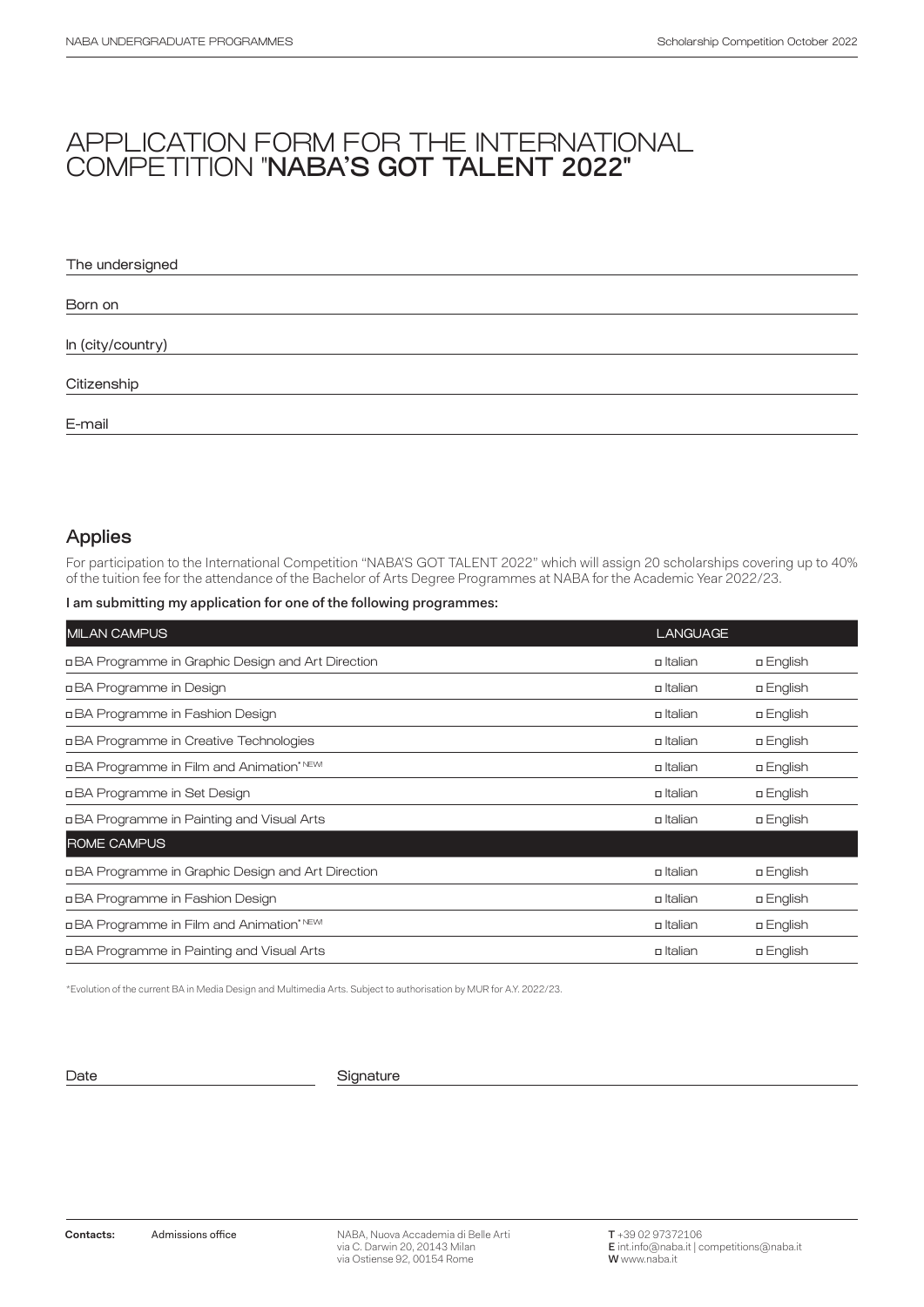# APPLICATION FORM FOR THE INTERNATIONAL COMPETITION "**NABA'S GOT TALENT 2022**"

The undersigned ______________________________

Born on ______________________________

In (city/country) ______________________________

Citizenship ______________________________

E-mail ______________________________

## Applies

For participation to the International Competition "NABA'S GOT TALENT 2022" which will assign 20 scholarships covering up to 40% of the tuition fee for the attendance of the Bachelor of Arts Degree Programmes at NABA for the Academic Year 2022/23.

**I am submitting my application for one of the following programmes:**

| MILAN CAMPUS | LANGUAGE | |
|---|---|---|
| ◻ BA Programme in Graphic Design and Art Direction | ◻ Italian | ◻ English |
| ◻ BA Programme in Design | ◻ Italian | ◻ English |
| ◻ BA Programme in Fashion Design | ◻ Italian | ◻ English |
| ◻ BA Programme in Creative Technologies | ◻ Italian | ◻ English |
| ◻ BA Programme in Film and Animation* NEW! | ◻ Italian | ◻ English |
| ◻ BA Programme in Set Design | ◻ Italian | ◻ English |
| ◻ BA Programme in Painting and Visual Arts | ◻ Italian | ◻ English |
| **ROME CAMPUS** | | |
| ◻ BA Programme in Graphic Design and Art Direction | ◻ Italian | ◻ English |
| ◻ BA Programme in Fashion Design | ◻ Italian | ◻ English |
| ◻ BA Programme in Film and Animation* NEW! | ◻ Italian | ◻ English |
| ◻ BA Programme in Painting and Visual Arts | ◻ Italian | ◻ English |

*Evolution of the current BA in Media Design and Multimedia Arts. Subject to authorisation by MUR for A.Y. 2022/23.

Date ______________________ Signature ______________________________

**Contacts:** Admissions office

NABA, Nuova Accademia di Belle Arti
via C. Darwin 20, 20143 Milan
via Ostiense 92, 00154 Rome

**T** +39 02 97372106
**E** int.info@naba.it | competitions@naba.it
**W** www.naba.it